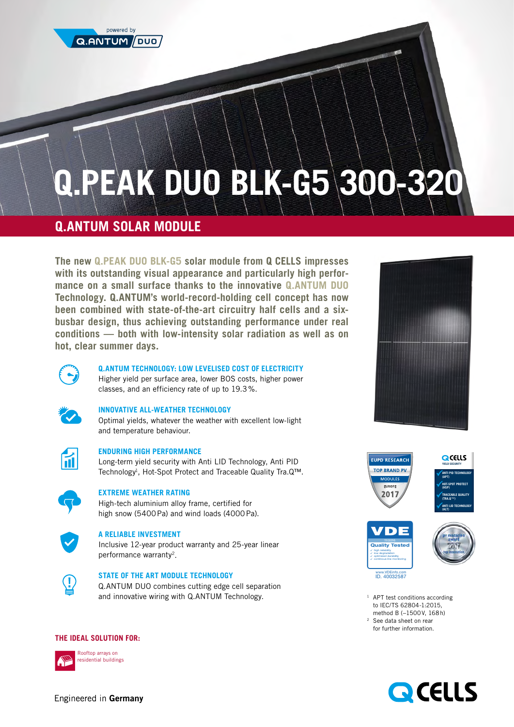powered by Q.ANTUM DUO

# Q.PEAK DUO BLK-G5 300-320

## Q.ANTUM SOLAR MODULE

**The new Q.PEAK DUO BLK-G5 solar module from Q CELLS impresses with its outstanding visual appearance and particularly high performance on a small surface thanks to the innovative Q.ANTUM DUO Technology. Q.ANTUM's world-record-holding cell concept has now been combined with state-of-the-art circuitry half cells and a six-busbar design, thus achieving outstanding performance under real conditions — both with low-intensity solar radiation as well as on hot, clear summer days.**

### Q.ANTUM TECHNOLOGY: LOW LEVELISED COST OF ELECTRICITY

Higher yield per surface area, lower BOS costs, higher power classes, and an efficiency rate of up to 19.3%.

### INNOVATIVE ALL-WEATHER TECHNOLOGY

Optimal yields, whatever the weather with excellent low-light and temperature behaviour.

### ENDURING HIGH PERFORMANCE

Long-term yield security with Anti LID Technology, Anti PID Technology[1], Hot-Spot Protect and Traceable Quality Tra.Q™.

### EXTREME WEATHER RATING

High-tech aluminium alloy frame, certified for high snow (5400 Pa) and wind loads (4000 Pa).

### A RELIABLE INVESTMENT

Inclusive 12-year product warranty and 25-year linear performance warranty[2].

### STATE OF THE ART MODULE TECHNOLOGY

Q.ANTUM DUO combines cutting edge cell separation and innovative wiring with Q.ANTUM Technology.

EUPD RESEARCH TOP BRAND PV MODULES EUROPE 2017

Q CELLS YIELD SECURITY: ANTI PID TECHNOLOGY (APT), HOT-SPOT PROTECT (HSP), TRACEABLE QUALITY (TRA.Q™), ANTI LID TECHNOLOGY (ALT)

VDE Quality Tested — www.VDEinfo.com ID. 40032587

pv magazine award 2017 top innovation

[1] APT test conditions according to IEC/TS 62804-1:2015, method B (−1500 V, 168 h)

[2] See data sheet on rear for further information.

**THE IDEAL SOLUTION FOR:**

Rooftop arrays on residential buildings

Engineered in **Germany**

Q CELLS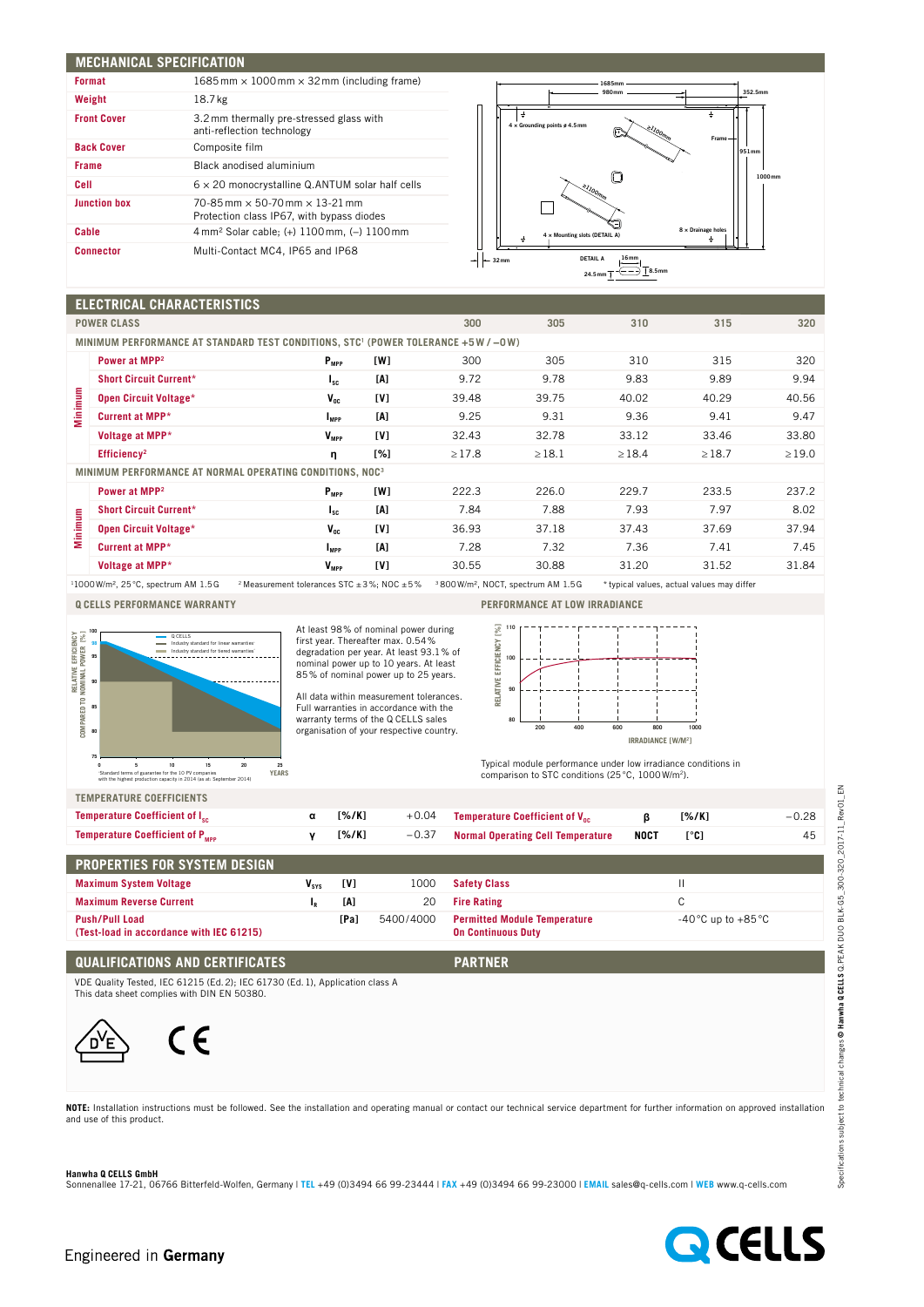## MECHANICAL SPECIFICATION

| | |
|---|---|
| **Format** | 1685 mm × 1000 mm × 32 mm (including frame) |
| **Weight** | 18.7 kg |
| **Front Cover** | 3.2 mm thermally pre-stressed glass with anti-reflection technology |
| **Back Cover** | Composite film |
| **Frame** | Black anodised aluminium |
| **Cell** | 6 × 20 monocrystalline Q.ANTUM solar half cells |
| **Junction box** | 70-85 mm × 50-70 mm × 13-21 mm Protection class IP67, with bypass diodes |
| **Cable** | 4 mm² Solar cable; (+) 1100 mm, (–) 1100 mm |
| **Connector** | Multi-Contact MC4, IP65 and IP68 |

1685mm
980mm
352.5mm
4 × Grounding points ø 4.5mm
≥1100mm
Frame
951mm
1000mm
≥1100mm
8 × Drainage holes
4 × Mounting slots (DETAIL A)
32 mm
DETAIL A
16mm
24.5mm
8.5mm

## ELECTRICAL CHARACTERISTICS

| POWER CLASS | | | | 300 | 305 | 310 | 315 | 320 |
|---|---|---|---|---|---|---|---|---|
| **MINIMUM PERFORMANCE AT STANDARD TEST CONDITIONS, STC[1] (POWER TOLERANCE +5 W / –0 W)** | | | | | | | | |
| Minimum | Power at MPP[2] | $P_{MPP}$ | [W] | 300 | 305 | 310 | 315 | 320 |
| | Short Circuit Current* | $I_{SC}$ | [A] | 9.72 | 9.78 | 9.83 | 9.89 | 9.94 |
| | Open Circuit Voltage* | $V_{OC}$ | [V] | 39.48 | 39.75 | 40.02 | 40.29 | 40.56 |
| | Current at MPP* | $I_{MPP}$ | [A] | 9.25 | 9.31 | 9.36 | 9.41 | 9.47 |
| | Voltage at MPP* | $V_{MPP}$ | [V] | 32.43 | 32.78 | 33.12 | 33.46 | 33.80 |
| | Efficiency[2] | $\eta$ | [%] | ≥17.8 | ≥18.1 | ≥18.4 | ≥18.7 | ≥19.0 |
| **MINIMUM PERFORMANCE AT NORMAL OPERATING CONDITIONS, NOC[3]** | | | | | | | | |
| Minimum | Power at MPP[2] | $P_{MPP}$ | [W] | 222.3 | 226.0 | 229.7 | 233.5 | 237.2 |
| | Short Circuit Current* | $I_{SC}$ | [A] | 7.84 | 7.88 | 7.93 | 7.97 | 8.02 |
| | Open Circuit Voltage* | $V_{OC}$ | [V] | 36.93 | 37.18 | 37.43 | 37.69 | 37.94 |
| | Current at MPP* | $I_{MPP}$ | [A] | 7.28 | 7.32 | 7.36 | 7.41 | 7.45 |
| | Voltage at MPP* | $V_{MPP}$ | [V] | 30.55 | 30.88 | 31.20 | 31.52 | 31.84 |

[1]1000 W/m², 25 °C, spectrum AM 1.5 G [2] Measurement tolerances STC ± 3 %; NOC ± 5 % [3] 800 W/m², NOCT, spectrum AM 1.5 G * typical values, actual values may differ

### Q CELLS PERFORMANCE WARRANTY

RELATIVE EFFICIENCY COMPARED TO NOMINAL POWER [%]
100
98
95
90
85
80
75
0 5 10 15 20 25
YEARS
Q CELLS
Industry standard for linear warranties*
Industry standard for tiered warranties*
*Standard terms of guarantee for the 10 PV companies with the highest production capacity in 2014 (as at: September 2014)

At least 98 % of nominal power during first year. Thereafter max. 0.54 % degradation per year. At least 93.1 % of nominal power up to 10 years. At least 85 % of nominal power up to 25 years.

All data within measurement tolerances. Full warranties in accordance with the warranty terms of the Q CELLS sales organisation of your respective country.

### PERFORMANCE AT LOW IRRADIANCE

RELATIVE EFFICIENCY [%]
110
100
90
80
200 400 600 800 1000
IRRADIANCE [W/M²]

Typical module performance under low irradiance conditions in comparison to STC conditions (25 °C, 1000 W/m²).

### TEMPERATURE COEFFICIENTS

| | | | | | | | |
|---|---|---|---|---|---|---|---|
| Temperature Coefficient of $I_{SC}$ | $\alpha$ | [%/K] | +0.04 | Temperature Coefficient of $V_{OC}$ | $\beta$ | [%/K] | −0.28 |
| Temperature Coefficient of $P_{MPP}$ | $\gamma$ | [%/K] | −0.37 | Normal Operating Cell Temperature | NOCT | [°C] | 45 |

## PROPERTIES FOR SYSTEM DESIGN

| | | | | | |
|---|---|---|---|---|---|
| Maximum System Voltage | $V_{SYS}$ | [V] | 1000 | Safety Class | II |
| Maximum Reverse Current | $I_R$ | [A] | 20 | Fire Rating | C |
| Push/Pull Load (Test-load in accordance with IEC 61215) | | [Pa] | 5400/4000 | Permitted Module Temperature On Continuous Duty | −40 °C up to +85 °C |

## QUALIFICATIONS AND CERTIFICATES

VDE Quality Tested, IEC 61215 (Ed. 2); IEC 61730 (Ed. 1), Application class A
This data sheet complies with DIN EN 50380.

## PARTNER

**NOTE:** Installation instructions must be followed. See the installation and operating manual or contact our technical service department for further information on approved installation and use of this product.

**Hanwha Q CELLS GmbH**
Sonnenallee 17-21, 06766 Bitterfeld-Wolfen, Germany | **TEL** +49 (0)3494 66 99-23444 | **FAX** +49 (0)3494 66 99-23000 | **EMAIL** sales@q-cells.com | **WEB** www.q-cells.com

Engineered in **Germany**

Specifications subject to technical changes © **Hanwha Q CELLS** Q.PEAK DUO BLK-G5_300-320_2017-11_Rev01_EN